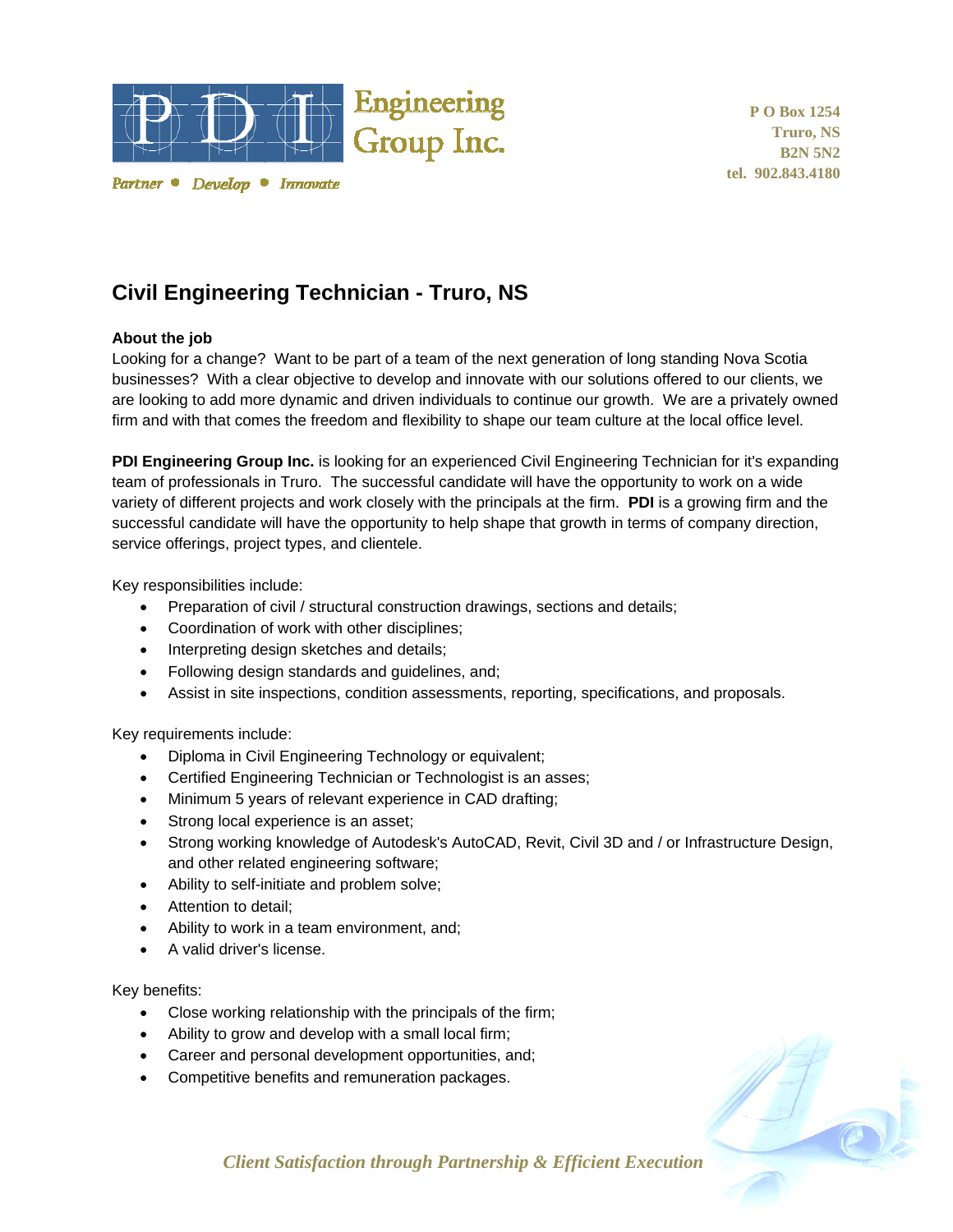PDI Engineering Group Inc.

*Partner • Develop • Innovate*

**P O Box 1254**
**Truro, NS**
**B2N 5N2**
**tel. 902.843.4180**

# Civil Engineering Technician - Truro, NS

**About the job**

Looking for a change? Want to be part of a team of the next generation of long standing Nova Scotia businesses? With a clear objective to develop and innovate with our solutions offered to our clients, we are looking to add more dynamic and driven individuals to continue our growth. We are a privately owned firm and with that comes the freedom and flexibility to shape our team culture at the local office level.

**PDI Engineering Group Inc.** is looking for an experienced Civil Engineering Technician for it's expanding team of professionals in Truro. The successful candidate will have the opportunity to work on a wide variety of different projects and work closely with the principals at the firm. **PDI** is a growing firm and the successful candidate will have the opportunity to help shape that growth in terms of company direction, service offerings, project types, and clientele.

Key responsibilities include:

- Preparation of civil / structural construction drawings, sections and details;
- Coordination of work with other disciplines;
- Interpreting design sketches and details;
- Following design standards and guidelines, and;
- Assist in site inspections, condition assessments, reporting, specifications, and proposals.

Key requirements include:

- Diploma in Civil Engineering Technology or equivalent;
- Certified Engineering Technician or Technologist is an asses;
- Minimum 5 years of relevant experience in CAD drafting;
- Strong local experience is an asset;
- Strong working knowledge of Autodesk's AutoCAD, Revit, Civil 3D and / or Infrastructure Design, and other related engineering software;
- Ability to self-initiate and problem solve;
- Attention to detail;
- Ability to work in a team environment, and;
- A valid driver's license.

Key benefits:

- Close working relationship with the principals of the firm;
- Ability to grow and develop with a small local firm;
- Career and personal development opportunities, and;
- Competitive benefits and remuneration packages.

*Client Satisfaction through Partnership & Efficient Execution*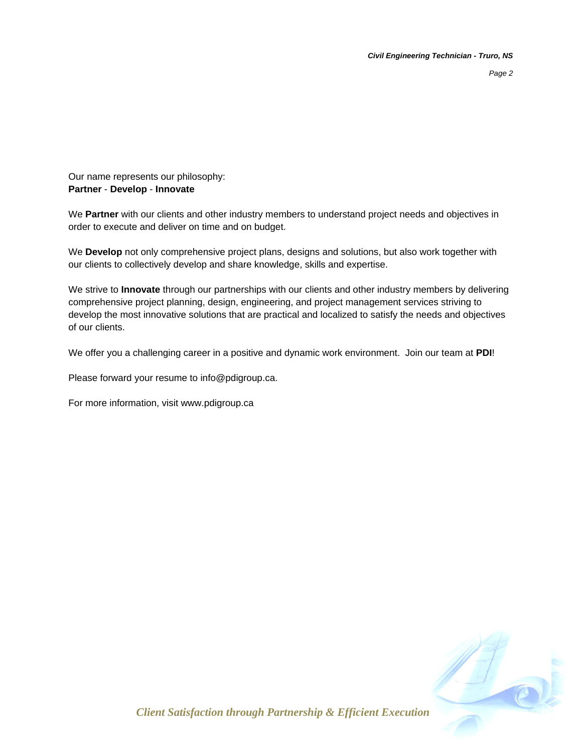Our name represents our philosophy:
**Partner** - **Develop** - **Innovate**

We **Partner** with our clients and other industry members to understand project needs and objectives in order to execute and deliver on time and on budget.

We **Develop** not only comprehensive project plans, designs and solutions, but also work together with our clients to collectively develop and share knowledge, skills and expertise.

We strive to **Innovate** through our partnerships with our clients and other industry members by delivering comprehensive project planning, design, engineering, and project management services striving to develop the most innovative solutions that are practical and localized to satisfy the needs and objectives of our clients.

We offer you a challenging career in a positive and dynamic work environment. Join our team at **PDI**!

Please forward your resume to info@pdigroup.ca.

For more information, visit www.pdigroup.ca